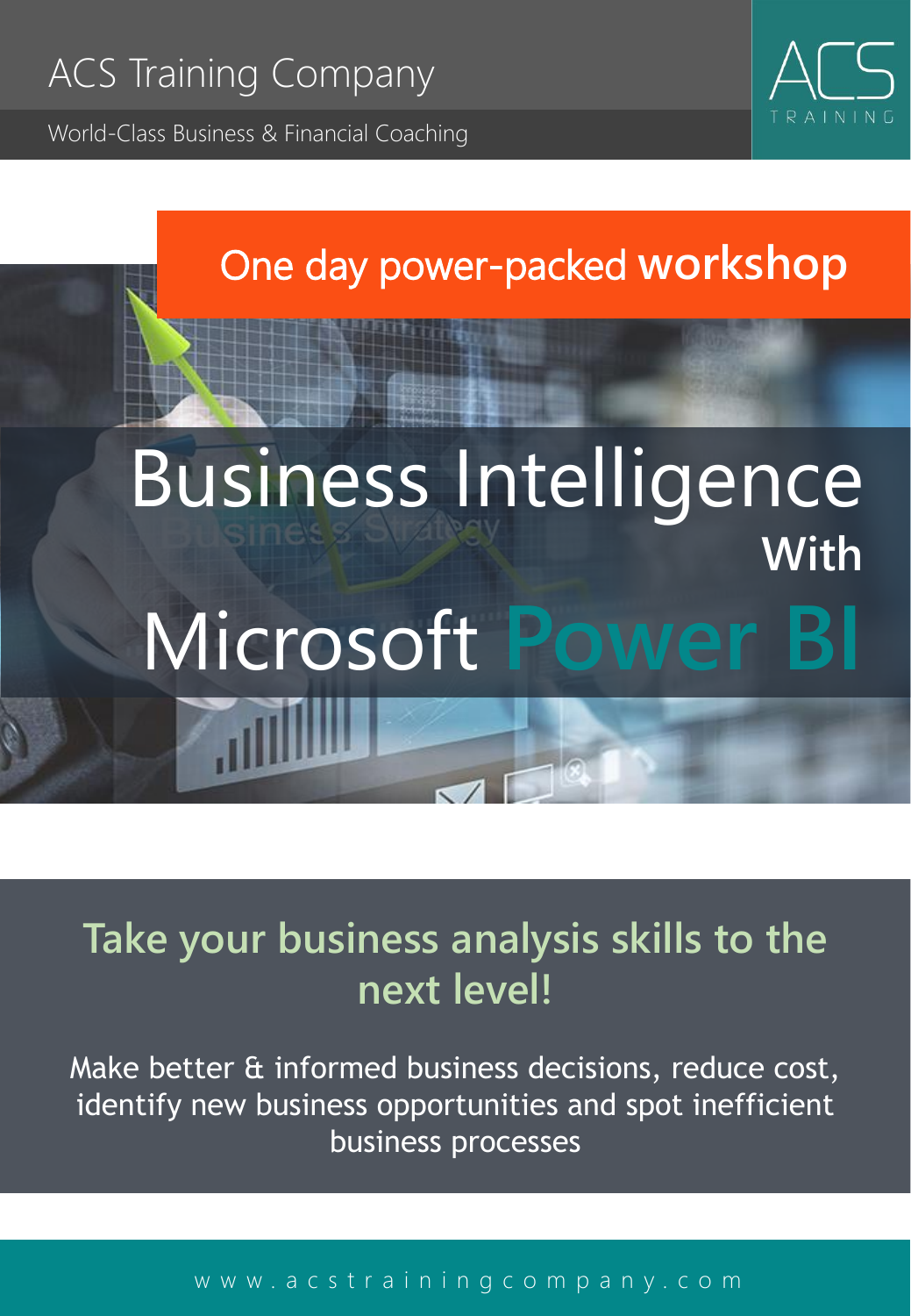ACS Training Company

World-Class Business & Financial Coaching

ACS TRAINING

One day power-packed **workshop**

# Business Intelligence With Microsoft Power BI

## Take your business analysis skills to the next level!

Make better & informed business decisions, reduce cost, identify new business opportunities and spot inefficient business processes

www.acstrainingcompany.com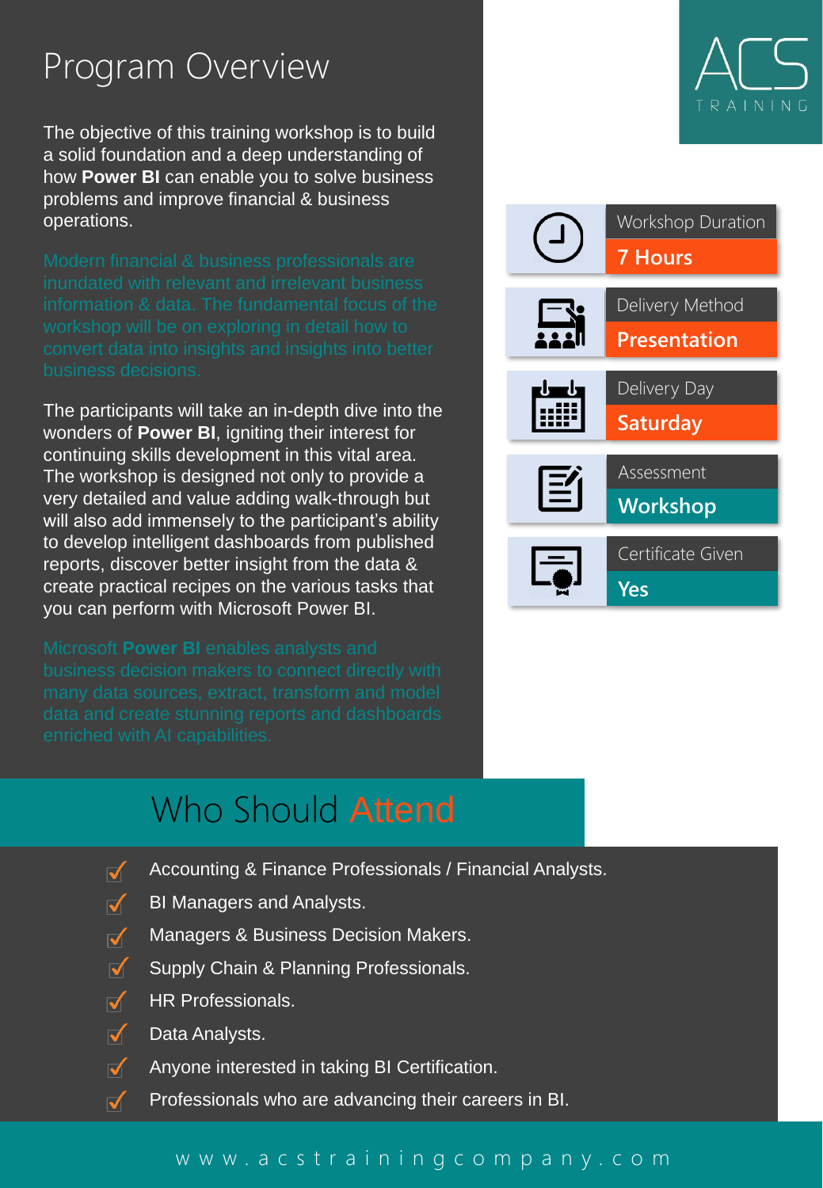# Program Overview

The objective of this training workshop is to build a solid foundation and a deep understanding of how **Power BI** can enable you to solve business problems and improve financial & business operations.

Modern financial & business professionals are inundated with relevant and irrelevant business information & data. The fundamental focus of the workshop will be on exploring in detail how to convert data into insights and insights into better business decisions.

The participants will take an in-depth dive into the wonders of **Power BI**, igniting their interest for continuing skills development in this vital area. The workshop is designed not only to provide a very detailed and value adding walk-through but will also add immensely to the participant's ability to develop intelligent dashboards from published reports, discover better insight from the data & create practical recipes on the various tasks that you can perform with Microsoft Power BI.

Microsoft **Power BI** enables analysts and business decision makers to connect directly with many data sources, extract, transform and model data and create stunning reports and dashboards enriched with AI capabilities.

ACS TRAINING

| | |
|---|---|
| Workshop Duration | **7 Hours** |
| Delivery Method | **Presentation** |
| Delivery Day | **Saturday** |
| Assessment | **Workshop** |
| Certificate Given | **Yes** |

## Who Should Attend

- Accounting & Finance Professionals / Financial Analysts.
- BI Managers and Analysts.
- Managers & Business Decision Makers.
- Supply Chain & Planning Professionals.
- HR Professionals.
- Data Analysts.
- Anyone interested in taking BI Certification.
- Professionals who are advancing their careers in BI.

www.acstrainingcompany.com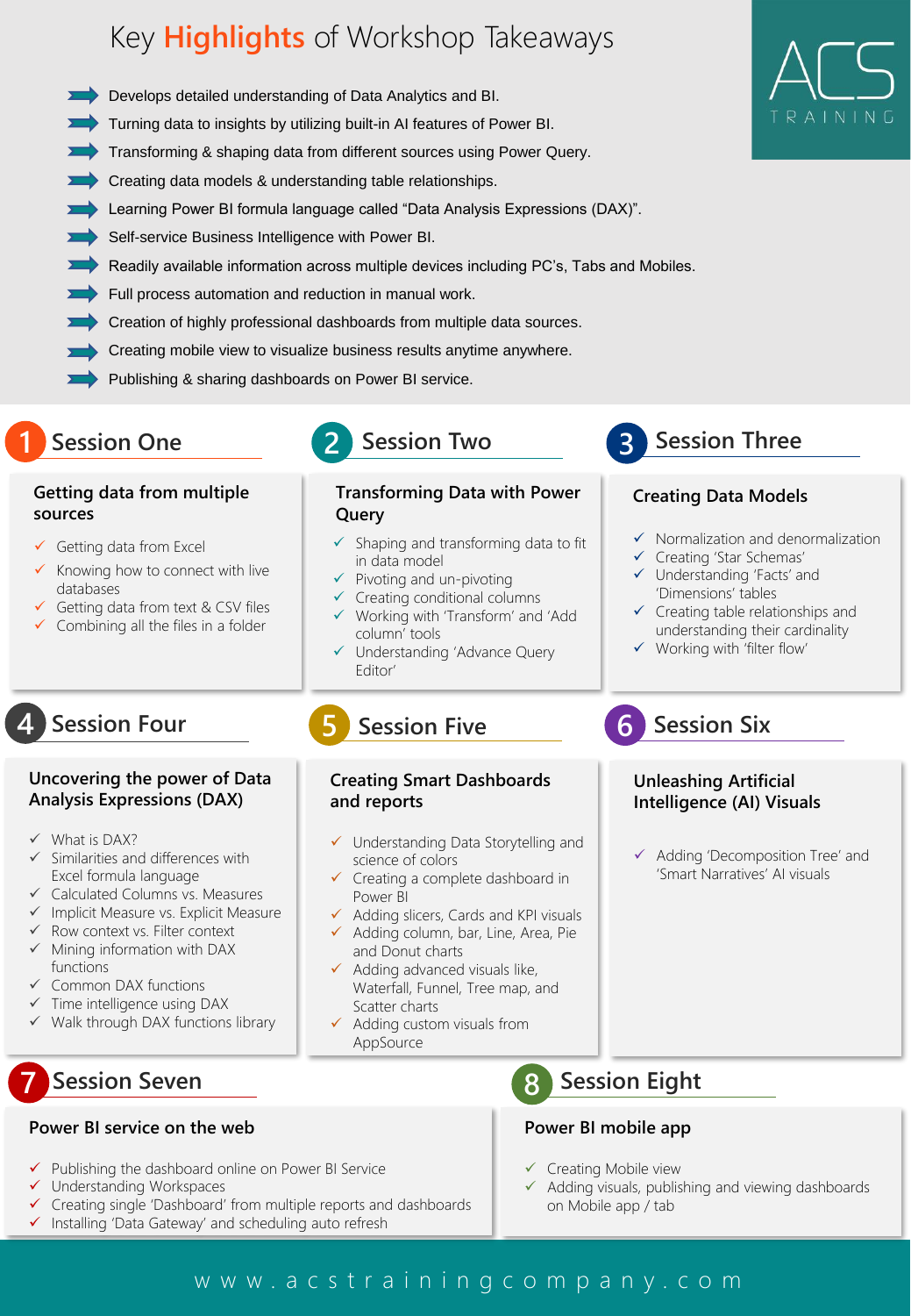# Key Highlights of Workshop Takeaways

- Develops detailed understanding of Data Analytics and BI.
- Turning data to insights by utilizing built-in AI features of Power BI.
- Transforming & shaping data from different sources using Power Query.
- Creating data models & understanding table relationships.
- Learning Power BI formula language called "Data Analysis Expressions (DAX)".
- Self-service Business Intelligence with Power BI.
- Readily available information across multiple devices including PC's, Tabs and Mobiles.
- Full process automation and reduction in manual work.
- Creation of highly professional dashboards from multiple data sources.
- Creating mobile view to visualize business results anytime anywhere.
- Publishing & sharing dashboards on Power BI service.

ACS TRAINING

## 1 Session One

### Getting data from multiple sources

- ✓ Getting data from Excel
- ✓ Knowing how to connect with live databases
- ✓ Getting data from text & CSV files
- ✓ Combining all the files in a folder

## 2 Session Two

### Transforming Data with Power Query

- ✓ Shaping and transforming data to fit in data model
- ✓ Pivoting and un-pivoting
- ✓ Creating conditional columns
- ✓ Working with 'Transform' and 'Add column' tools
- ✓ Understanding 'Advance Query Editor'

## 3 Session Three

### Creating Data Models

- ✓ Normalization and denormalization
- ✓ Creating 'Star Schemas'
- ✓ Understanding 'Facts' and 'Dimensions' tables
- ✓ Creating table relationships and understanding their cardinality
- ✓ Working with 'filter flow'

## 4 Session Four

### Uncovering the power of Data Analysis Expressions (DAX)

- ✓ What is DAX?
- ✓ Similarities and differences with Excel formula language
- ✓ Calculated Columns vs. Measures
- ✓ Implicit Measure vs. Explicit Measure
- ✓ Row context vs. Filter context
- ✓ Mining information with DAX functions
- ✓ Common DAX functions
- ✓ Time intelligence using DAX
- ✓ Walk through DAX functions library

## 5 Session Five

### Creating Smart Dashboards and reports

- ✓ Understanding Data Storytelling and science of colors
- ✓ Creating a complete dashboard in Power BI
- ✓ Adding slicers, Cards and KPI visuals
- ✓ Adding column, bar, Line, Area, Pie and Donut charts
- ✓ Adding advanced visuals like, Waterfall, Funnel, Tree map, and Scatter charts
- ✓ Adding custom visuals from AppSource

## 6 Session Six

### Unleashing Artificial Intelligence (AI) Visuals

- ✓ Adding 'Decomposition Tree' and 'Smart Narratives' AI visuals

## 7 Session Seven

### Power BI service on the web

- ✓ Publishing the dashboard online on Power BI Service
- ✓ Understanding Workspaces
- ✓ Creating single 'Dashboard' from multiple reports and dashboards
- ✓ Installing 'Data Gateway' and scheduling auto refresh

## 8 Session Eight

### Power BI mobile app

- ✓ Creating Mobile view
- ✓ Adding visuals, publishing and viewing dashboards on Mobile app / tab

www.acstrainingcompany.com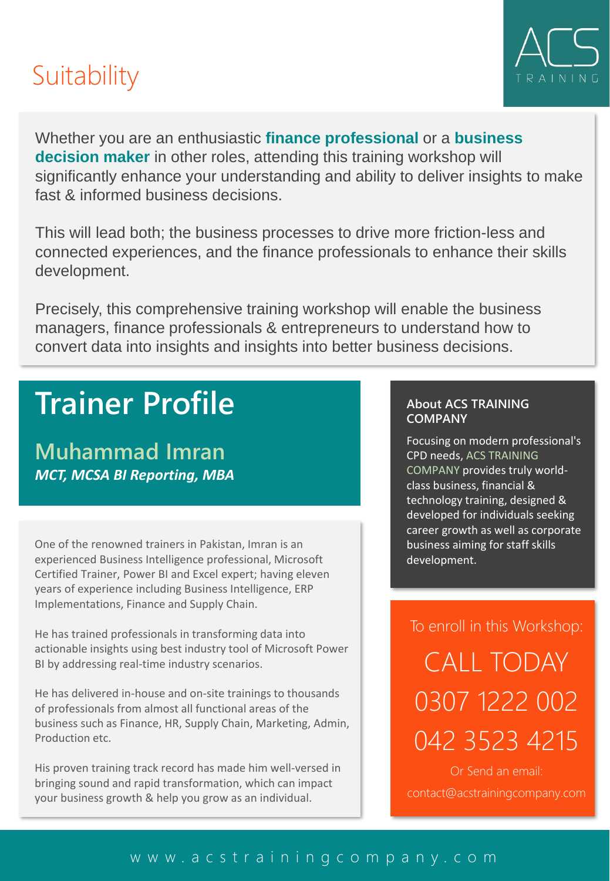ACS TRAINING

# Suitability

Whether you are an enthusiastic **finance professional** or a **business decision maker** in other roles, attending this training workshop will significantly enhance your understanding and ability to deliver insights to make fast & informed business decisions.

This will lead both; the business processes to drive more friction-less and connected experiences, and the finance professionals to enhance their skills development.

Precisely, this comprehensive training workshop will enable the business managers, finance professionals & entrepreneurs to understand how to convert data into insights and insights into better business decisions.

# Trainer Profile

## Muhammad Imran

***MCT, MCSA BI Reporting, MBA***

One of the renowned trainers in Pakistan, Imran is an experienced Business Intelligence professional, Microsoft Certified Trainer, Power BI and Excel expert; having eleven years of experience including Business Intelligence, ERP Implementations, Finance and Supply Chain.

He has trained professionals in transforming data into actionable insights using best industry tool of Microsoft Power BI by addressing real-time industry scenarios.

He has delivered in-house and on-site trainings to thousands of professionals from almost all functional areas of the business such as Finance, HR, Supply Chain, Marketing, Admin, Production etc.

His proven training track record has made him well-versed in bringing sound and rapid transformation, which can impact your business growth & help you grow as an individual.

### About ACS TRAINING COMPANY

Focusing on modern professional's CPD needs, ACS TRAINING COMPANY provides truly world-class business, financial & technology training, designed & developed for individuals seeking career growth as well as corporate business aiming for staff skills development.

To enroll in this Workshop:

CALL TODAY

0307 1222 002

042 3523 4215

Or Send an email:

contact@acstrainingcompany.com

www.acstrainingcompany.com